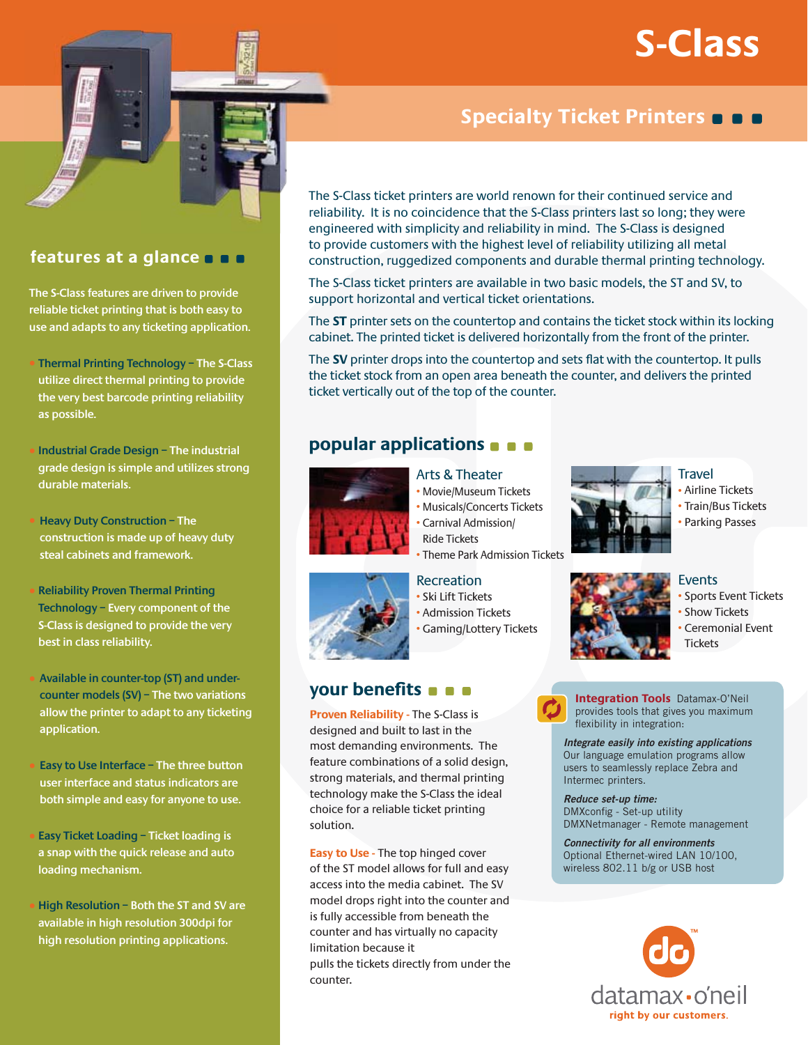# S-Class

## Specialty Ticket Printers

The S-Class ticket printers are world renown for their continued service and reliability. It is no coincidence that the S-Class printers last so long; they were engineered with simplicity and reliability in mind. The S-Class is designed to provide customers with the highest level of reliability utilizing all metal construction, ruggedized components and durable thermal printing technology.

The S-Class ticket printers are available in two basic models, the ST and SV, to support horizontal and vertical ticket orientations.

The **ST** printer sets on the countertop and contains the ticket stock within its locking cabinet. The printed ticket is delivered horizontally from the front of the printer.

The **SV** printer drops into the countertop and sets flat with the countertop. It pulls the ticket stock from an open area beneath the counter, and delivers the printed ticket vertically out of the top of the counter.

## features at a glance

The S-Class features are driven to provide reliable ticket printing that is both easy to use and adapts to any ticketing application.

- **Thermal Printing Technology** – The S-Class utilize direct thermal printing to provide the very best barcode printing reliability as possible.
- **Industrial Grade Design** – The industrial grade design is simple and utilizes strong durable materials.
- **Heavy Duty Construction** – The construction is made up of heavy duty steal cabinets and framework.
- **Reliability Proven Thermal Printing Technology** – Every component of the S-Class is designed to provide the very best in class reliability.
- **Available in counter-top (ST) and under-counter models (SV)** – The two variations allow the printer to adapt to any ticketing application.
- **Easy to Use Interface** – The three button user interface and status indicators are both simple and easy for anyone to use.
- **Easy Ticket Loading** – Ticket loading is a snap with the quick release and auto loading mechanism.
- **High Resolution** – Both the ST and SV are available in high resolution 300dpi for high resolution printing applications.

## popular applications

### Arts & Theater
- Movie/Museum Tickets
- Musicals/Concerts Tickets
- Carnival Admission/ Ride Tickets
- Theme Park Admission Tickets

### Travel
- Airline Tickets
- Train/Bus Tickets
- Parking Passes

### Recreation
- Ski Lift Tickets
- Admission Tickets
- Gaming/Lottery Tickets

### Events
- Sports Event Tickets
- Show Tickets
- Ceremonial Event Tickets

## your benefits

**Proven Reliability** - The S-Class is designed and built to last in the most demanding environments. The feature combinations of a solid design, strong materials, and thermal printing technology make the S-Class the ideal choice for a reliable ticket printing solution.

**Easy to Use** - The top hinged cover of the ST model allows for full and easy access into the media cabinet. The SV model drops right into the counter and is fully accessible from beneath the counter and has virtually no capacity limitation because it pulls the tickets directly from under the counter.

**Integration Tools** Datamax-O'Neil provides tools that gives you maximum flexibility in integration:

***Integrate easily into existing applications***
Our language emulation programs allow users to seamlessly replace Zebra and Intermec printers.

***Reduce set-up time:***
DMXconfig - Set-up utility
DMXNetmanager - Remote management

***Connectivity for all environments***
Optional Ethernet-wired LAN 10/100, wireless 802.11 b/g or USB host

datamax-o'neil™
right by our customers.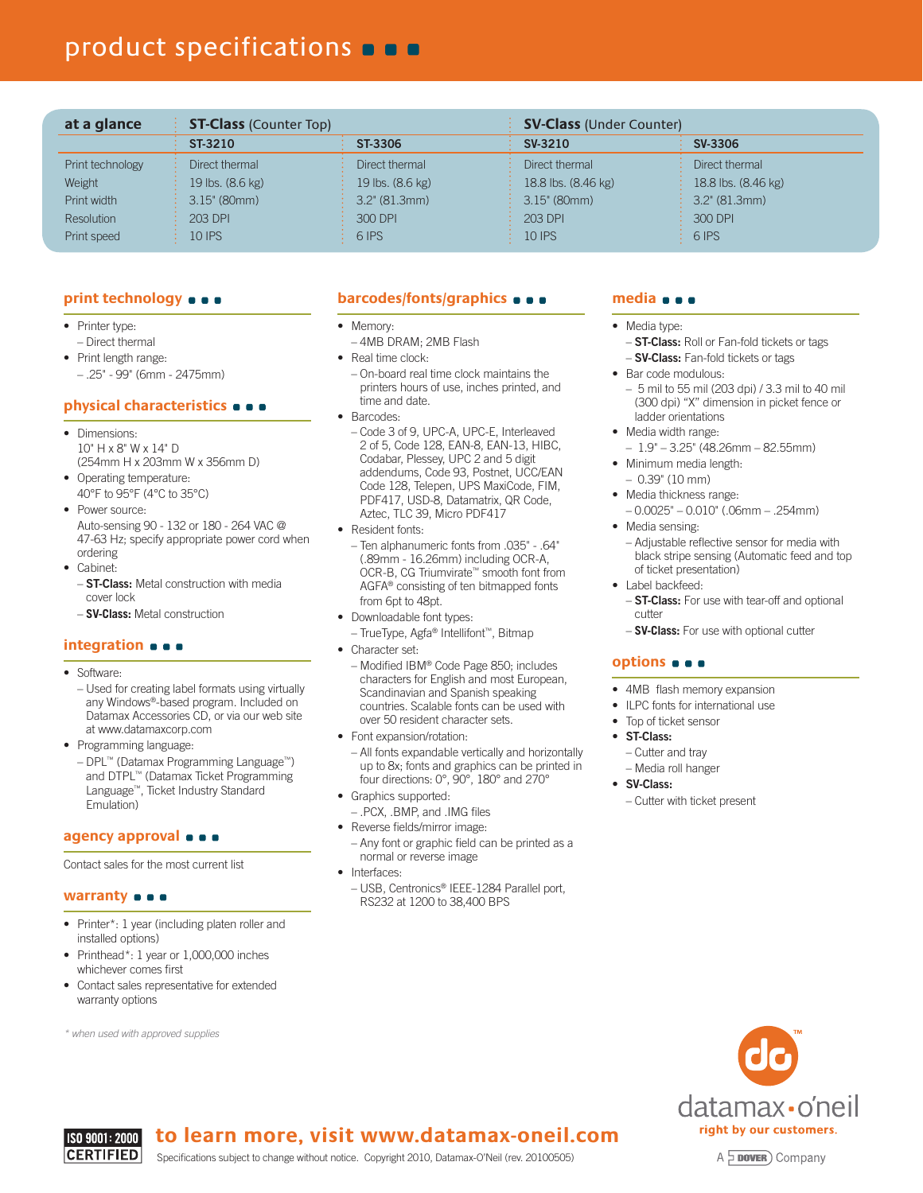# product specifications

| at a glance | ST-Class (Counter Top) | | SV-Class (Under Counter) | |
|---|---|---|---|---|
| | ST-3210 | ST-3306 | SV-3210 | SV-3306 |
| Print technology | Direct thermal | Direct thermal | Direct thermal | Direct thermal |
| Weight | 19 lbs. (8.6 kg) | 19 lbs. (8.6 kg) | 18.8 lbs. (8.46 kg) | 18.8 lbs. (8.46 kg) |
| Print width | 3.15" (80mm) | 3.2" (81.3mm) | 3.15" (80mm) | 3.2" (81.3mm) |
| Resolution | 203 DPI | 300 DPI | 203 DPI | 300 DPI |
| Print speed | 10 IPS | 6 IPS | 10 IPS | 6 IPS |

## print technology

- Printer type:
  – Direct thermal
- Print length range:
  – .25" - 99" (6mm - 2475mm)

## physical characteristics

- Dimensions:
  10" H x 8" W x 14" D
  (254mm H x 203mm W x 356mm D)
- Operating temperature:
  40°F to 95°F (4°C to 35°C)
- Power source:
  Auto-sensing 90 - 132 or 180 - 264 VAC @ 47-63 Hz; specify appropriate power cord when ordering
- Cabinet:
  – **ST-Class:** Metal construction with media cover lock
  – **SV-Class:** Metal construction

## integration

- Software:
  – Used for creating label formats using virtually any Windows®-based program. Included on Datamax Accessories CD, or via our web site at www.datamaxcorp.com
- Programming language:
  – DPL™ (Datamax Programming Language™) and DTPL™ (Datamax Ticket Programming Language™, Ticket Industry Standard Emulation)

## agency approval

Contact sales for the most current list

## warranty

- Printer*: 1 year (including platen roller and installed options)
- Printhead*: 1 year or 1,000,000 inches whichever comes first
- Contact sales representative for extended warranty options

*\* when used with approved supplies*

## barcodes/fonts/graphics

- Memory:
  – 4MB DRAM; 2MB Flash
- Real time clock:
  – On-board real time clock maintains the printers hours of use, inches printed, and time and date.
- Barcodes:
  – Code 3 of 9, UPC-A, UPC-E, Interleaved 2 of 5, Code 128, EAN-8, EAN-13, HIBC, Codabar, Plessey, UPC 2 and 5 digit addendums, Code 93, Postnet, UCC/EAN Code 128, Telepen, UPS MaxiCode, FIM, PDF417, USD-8, Datamatrix, QR Code, Aztec, TLC 39, Micro PDF417
- Resident fonts:
  – Ten alphanumeric fonts from .035" - .64" (.89mm - 16.26mm) including OCR-A, OCR-B, CG Triumvirate™ smooth font from AGFA® consisting of ten bitmapped fonts from 6pt to 48pt.
- Downloadable font types:
  – TrueType, Agfa® Intellifont™, Bitmap
- Character set:
  – Modified IBM® Code Page 850; includes characters for English and most European, Scandinavian and Spanish speaking countries. Scalable fonts can be used with over 50 resident character sets.
- Font expansion/rotation:
  – All fonts expandable vertically and horizontally up to 8x; fonts and graphics can be printed in four directions: 0°, 90°, 180° and 270°
- Graphics supported:
  – .PCX, .BMP, and .IMG files
- Reverse fields/mirror image:
  – Any font or graphic field can be printed as a normal or reverse image
- Interfaces:
  – USB, Centronics® IEEE-1284 Parallel port, RS232 at 1200 to 38,400 BPS

## media

- Media type:
  – **ST-Class:** Roll or Fan-fold tickets or tags
  – **SV-Class:** Fan-fold tickets or tags
- Bar code modulous:
  – 5 mil to 55 mil (203 dpi) / 3.3 mil to 40 mil (300 dpi) "X" dimension in picket fence or ladder orientations
- Media width range:
  – 1.9" – 3.25" (48.26mm – 82.55mm)
- Minimum media length:
  – 0.39" (10 mm)
- Media thickness range:
  – 0.0025" – 0.010" (.06mm – .254mm)
- Media sensing:
  – Adjustable reflective sensor for media with black stripe sensing (Automatic feed and top of ticket presentation)
- Label backfeed:
  – **ST-Class:** For use with tear-off and optional cutter
  – **SV-Class:** For use with optional cutter

## options

- 4MB flash memory expansion
- ILPC fonts for international use
- Top of ticket sensor
- **ST-Class:**
  – Cutter and tray
  – Media roll hanger
- **SV-Class:**
  – Cutter with ticket present

ISO 9001 : 2000 CERTIFIED

**to learn more, visit www.datamax-oneil.com**

Specifications subject to change without notice. Copyright 2010, Datamax-O'Neil (rev. 20100505)

datamax·o'neil
right by our customers.
A DOVER Company